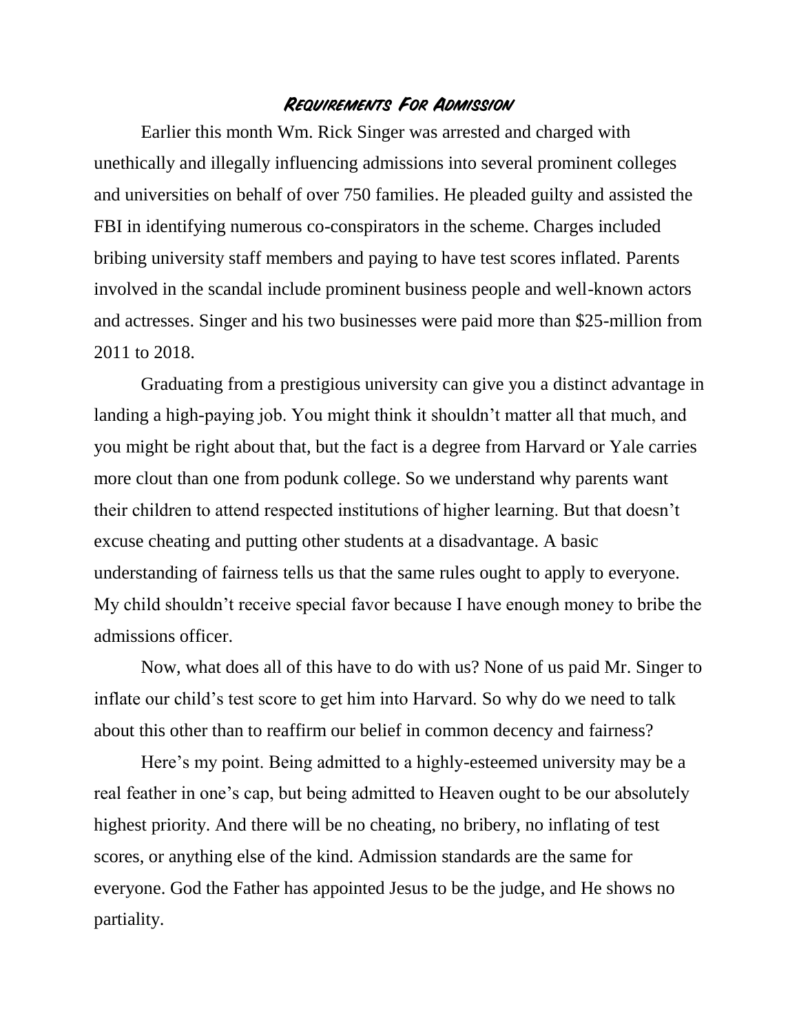# Requirements For Admission

Earlier this month Wm. Rick Singer was arrested and charged with unethically and illegally influencing admissions into several prominent colleges and universities on behalf of over 750 families. He pleaded guilty and assisted the FBI in identifying numerous co-conspirators in the scheme. Charges included bribing university staff members and paying to have test scores inflated. Parents involved in the scandal include prominent business people and well-known actors and actresses. Singer and his two businesses were paid more than $25-million from 2011 to 2018.

Graduating from a prestigious university can give you a distinct advantage in landing a high-paying job. You might think it shouldn't matter all that much, and you might be right about that, but the fact is a degree from Harvard or Yale carries more clout than one from podunk college. So we understand why parents want their children to attend respected institutions of higher learning. But that doesn't excuse cheating and putting other students at a disadvantage. A basic understanding of fairness tells us that the same rules ought to apply to everyone. My child shouldn't receive special favor because I have enough money to bribe the admissions officer.

Now, what does all of this have to do with us? None of us paid Mr. Singer to inflate our child's test score to get him into Harvard. So why do we need to talk about this other than to reaffirm our belief in common decency and fairness?

Here's my point. Being admitted to a highly-esteemed university may be a real feather in one's cap, but being admitted to Heaven ought to be our absolutely highest priority. And there will be no cheating, no bribery, no inflating of test scores, or anything else of the kind. Admission standards are the same for everyone. God the Father has appointed Jesus to be the judge, and He shows no partiality.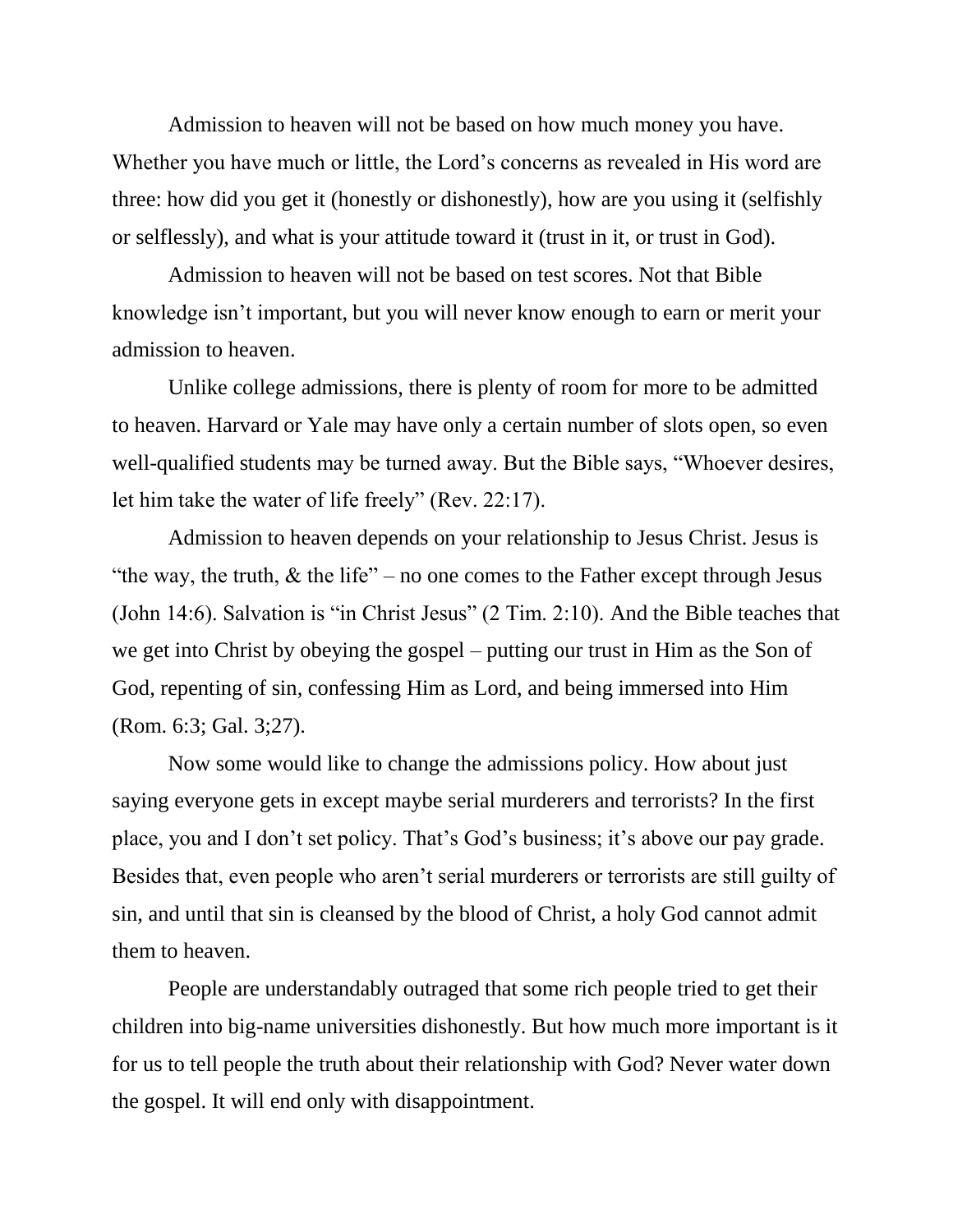Admission to heaven will not be based on how much money you have. Whether you have much or little, the Lord's concerns as revealed in His word are three: how did you get it (honestly or dishonestly), how are you using it (selfishly or selflessly), and what is your attitude toward it (trust in it, or trust in God).

Admission to heaven will not be based on test scores. Not that Bible knowledge isn't important, but you will never know enough to earn or merit your admission to heaven.

Unlike college admissions, there is plenty of room for more to be admitted to heaven. Harvard or Yale may have only a certain number of slots open, so even well-qualified students may be turned away. But the Bible says, "Whoever desires, let him take the water of life freely" (Rev. 22:17).

Admission to heaven depends on your relationship to Jesus Christ. Jesus is "the way, the truth, & the life" – no one comes to the Father except through Jesus (John 14:6). Salvation is "in Christ Jesus" (2 Tim. 2:10). And the Bible teaches that we get into Christ by obeying the gospel – putting our trust in Him as the Son of God, repenting of sin, confessing Him as Lord, and being immersed into Him (Rom. 6:3; Gal. 3;27).

Now some would like to change the admissions policy. How about just saying everyone gets in except maybe serial murderers and terrorists? In the first place, you and I don't set policy. That's God's business; it's above our pay grade. Besides that, even people who aren't serial murderers or terrorists are still guilty of sin, and until that sin is cleansed by the blood of Christ, a holy God cannot admit them to heaven.

People are understandably outraged that some rich people tried to get their children into big-name universities dishonestly. But how much more important is it for us to tell people the truth about their relationship with God? Never water down the gospel. It will end only with disappointment.